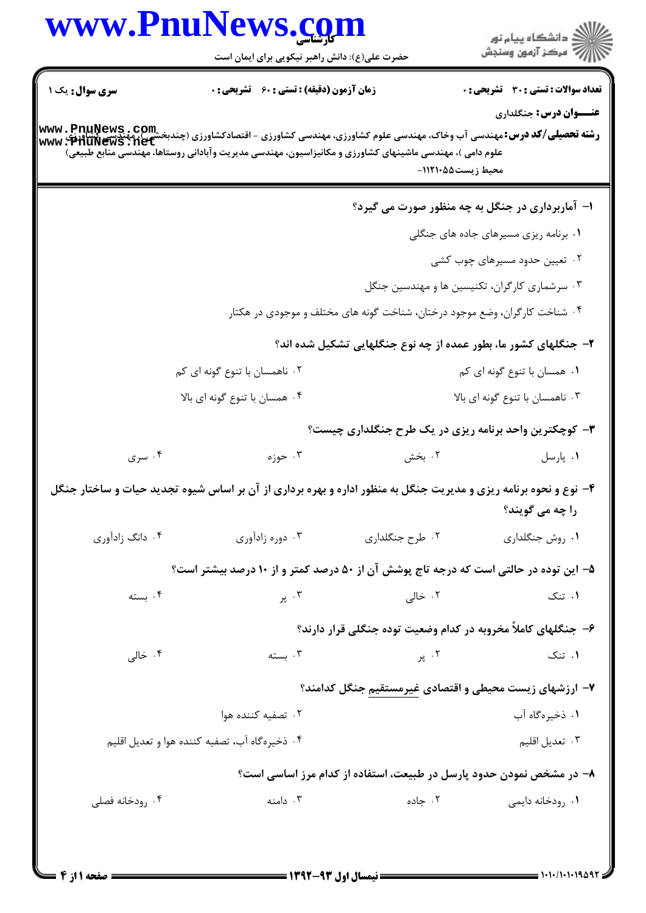**سری سوال:** یک ۱

**زمان آزمون (دقیقه) : تستی : ۶۰ تشریحی : ۰**

**تعداد سوالات : تستی : ۳۰ تشریحی : ۰**

**عنـــوان درس:** جنگلداری

**رشته تحصیلی/کد درس:** مهندسی آب وخاک، مهندسی علوم کشاورزی، مهندسی کشاورزی - اقتصادکشاورزی (چندبخشی)، مهندسی کشاورزی - علوم دامی )، مهندسی ماشینهای کشاورزی و مکانیزاسیون، مهندسی مدیریت وآبادانی روستاها، مهندسی منابع طبیعی) محیط زیست۱۱۲۱۰۵۵-

**۱- آماربرداری در جنگل به چه منظور صورت می گیرد؟**

۱. برنامه ریزی مسیرهای جاده های جنگلی

۲. تعیین حدود مسیرهای چوب کشی

۳. سرشماری کارگران، تکنیسین ها و مهندسین جنگل

۴. شناخت کارگران، وضع موجود درختان، شناخت گونه های مختلف و موجودی در هکتار

**۲- جنگلهای کشور ما، بطور عمده از چه نوع جنگلهایی تشکیل شده اند؟**

۱. همسان با تنوع گونه ای کم

۲. ناهمسان با تنوع گونه ای کم

۳. ناهمسان با تنوع گونه ای بالا

۴. همسان با تنوع گونه ای بالا

**۳- کوچکترین واحد برنامه ریزی در یک طرح جنگلداری چیست؟**

۱. پارسل

۲. بخش

۳. حوزه

۴. سری

**۴- نوع و نحوه برنامه ریزی و مدیریت جنگل به منظور اداره و بهره برداری از آن بر اساس شیوه تجدید حیات و ساختار جنگل را چه می گویند؟**

۱. روش جنگلداری

۲. طرح جنگلداری

۳. دوره زادآوری

۴. دانگ زادآوری

**۵- این توده در حالتی است که درجه تاج پوشش آن از ۵۰ درصد کمتر و از ۱۰ درصد بیشتر است؟**

۱. تنک

۲. خالی

۳. پر

۴. بسته

**۶- جنگلهای کاملاً مخروبه در کدام وضعیت توده جنگلی قرار دارند؟**

۱. تنک

۲. پر

۳. بسته

۴. خالی

**۷- ارزشهای زیست محیطی و اقتصادی غیرمستقیم جنگل کدامند؟**

۱. ذخیره‌گاه آب

۲. تصفیه کننده هوا

۳. تعدیل اقلیم

۴. ذخیره‌گاه آب، تصفیه کننده هوا و تعدیل اقلیم

**۸- در مشخص نمودن حدود پارسل در طبیعت، استفاده از کدام مرز اساسی است؟**

۱. رودخانه دایمی

۲. جاده

۳. دامنه

۴. رودخانه فصلی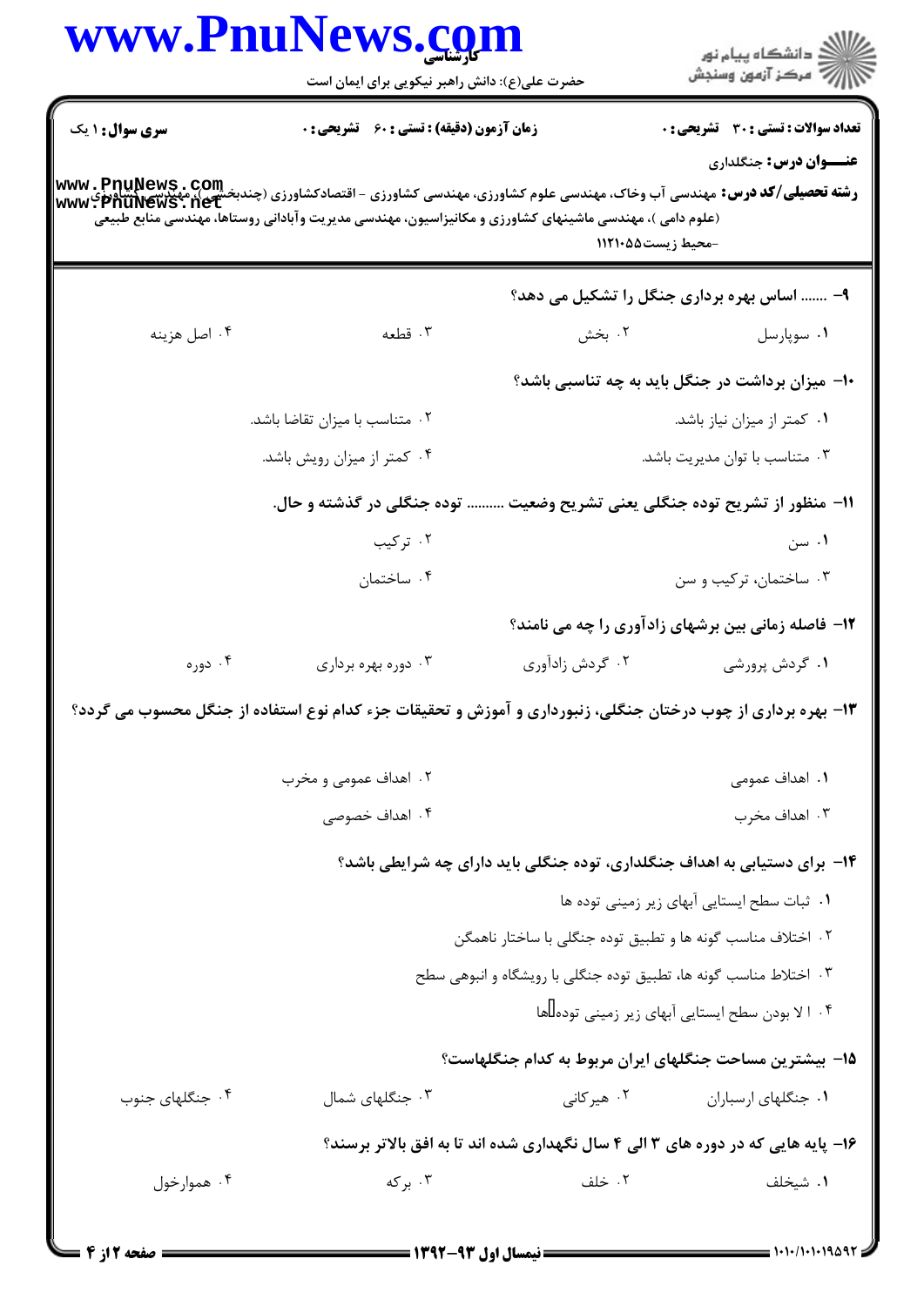سری سوال: ۱ یک | زمان آزمون (دقیقه) : تستی : ۶۰ تشریحی : ۰ | تعداد سوالات : تستی : ۳۰ تشریحی : ۰

**عنـــوان درس:** جنگلداری

**رشته تحصیلی/کد درس:** مهندسی آب وخاک، مهندسی علوم کشاورزی، مهندسی کشاورزی - اقتصادکشاورزی (چندبخشی )، مهندسی کشاورزی (علوم دامی )، مهندسی ماشینهای کشاورزی و مکانیزاسیون، مهندسی مدیریت وآبادانی روستاها، مهندسی منابع طبیعی -محیط زیست۱۱۲۱۰۵۵

۹- ....... اساس بهره برداری جنگل را تشکیل می دهد؟

۱. سوپارسل
۲. بخش
۳. قطعه
۴. اصل هزینه

۱۰- میزان برداشت در جنگل باید به چه تناسبی باشد؟

۱. کمتر از میزان نیاز باشد.
۲. متناسب با میزان تقاضا باشد.
۳. متناسب با توان مدیریت باشد.
۴. کمتر از میزان رویش باشد.

۱۱- منظور از تشریح توده جنگلی یعنی تشریح وضعیت .......... توده جنگلی در گذشته و حال.

۱. سن
۲. ترکیب
۳. ساختمان، ترکیب و سن
۴. ساختمان

۱۲- فاصله زمانی بین برشهای زادآوری را چه می نامند؟

۱. گردش پرورشی
۲. گردش زادآوری
۳. دوره بهره برداری
۴. دوره

۱۳- بهره برداری از چوب درختان جنگلی، زنبورداری و آموزش و تحقیقات جزء کدام نوع استفاده از جنگل محسوب می گردد؟

۱. اهداف عمومی
۲. اهداف عمومی و مخرب
۳. اهداف مخرب
۴. اهداف خصوصی

۱۴- برای دستیابی به اهداف جنگلداری، توده جنگلی باید دارای چه شرایطی باشد؟

۱. ثبات سطح ایستایی آبهای زیر زمینی توده ها
۲. اختلاف مناسب گونه ها و تطبیق توده جنگلی با ساختار ناهمگن
۳. اختلاط مناسب گونه ها، تطبیق توده جنگلی با رویشگاه و انبوهی سطح
۴. ا لا بودن سطح ایستایی آبهای زیر زمینی توده‌ها

۱۵- بیشترین مساحت جنگلهای ایران مربوط به کدام جنگلهاست؟

۱. جنگلهای ارسباران
۲. هیرکانی
۳. جنگلهای شمال
۴. جنگلهای جنوب

۱۶- پایه هایی که در دوره های ۳ الی ۴ سال نگهداری شده اند تا به افق بالاتر برسند؟

۱. شیخلف
۲. خلف
۳. برکه
۴. هموارخول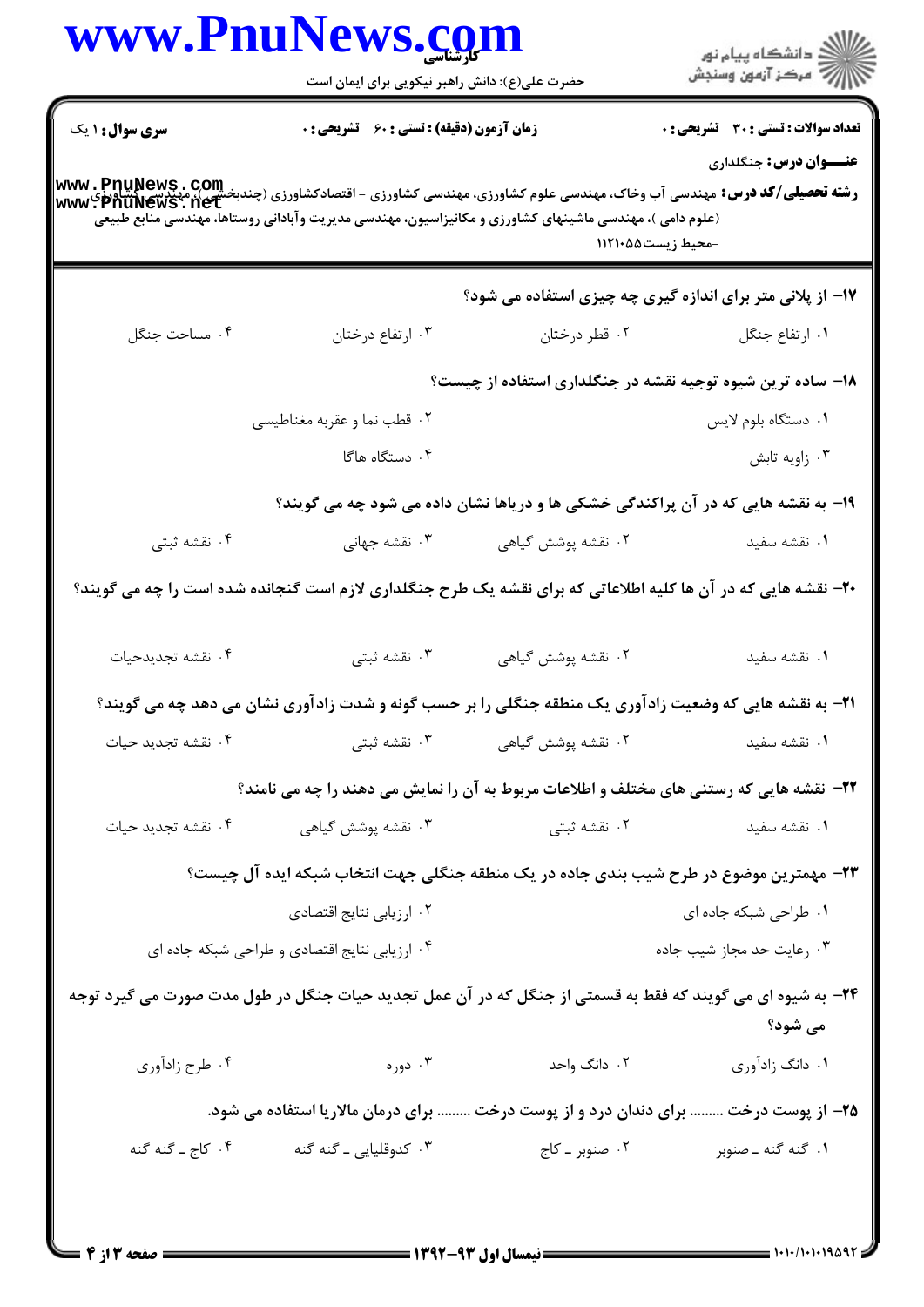**سری سؤال:** ۱ یک | **زمان آزمون (دقیقه) : تستی :** ۶۰ **تشریحی :** ۰ | **تعداد سوالات : تستی :** ۳۰ **تشریحی :** ۰

**عنـــوان درس:** جنگلداری

**رشته تحصیلی/کد درس:** مهندسی آب وخاک، مهندسی علوم کشاورزی، مهندسی کشاورزی - اقتصادکشاورزی (چندبخشی )، مهندسی کشاورزی (علوم دامی )، مهندسی ماشینهای کشاورزی و مکانیزاسیون، مهندسی مدیریت وآبادانی روستاها، مهندسی منابع طبیعی -محیط زیست۱۱۲۱۰۵۵

**۱۷- از پلانی متر برای اندازه گیری چه چیزی استفاده می شود؟**

۱. ارتفاع جنگل
۲. قطر درختان
۳. ارتفاع درختان
۴. مساحت جنگل

**۱۸- ساده ترین شیوه توجیه نقشه در جنگلداری استفاده از چیست؟**

۱. دستگاه بلوم لایس
۲. قطب نما و عقربه مغناطیسی
۳. زاویه تابش
۴. دستگاه هاگا

**۱۹- به نقشه هایی که در آن پراکندگی خشکی ها و دریاها نشان داده می شود چه می گویند؟**

۱. نقشه سفید
۲. نقشه پوشش گیاهی
۳. نقشه جهانی
۴. نقشه ثبتی

**۲۰- نقشه هایی که در آن ها کلیه اطلاعاتی که برای نقشه یک طرح جنگلداری لازم است گنجانده شده است را چه می گویند؟**

۱. نقشه سفید
۲. نقشه پوشش گیاهی
۳. نقشه ثبتی
۴. نقشه تجدیدحیات

**۲۱- به نقشه هایی که وضعیت زادآوری یک منطقه جنگلی را بر حسب گونه و شدت زادآوری نشان می دهد چه می گویند؟**

۱. نقشه سفید
۲. نقشه پوشش گیاهی
۳. نقشه ثبتی
۴. نقشه تجدید حیات

**۲۲- نقشه هایی که رستنی های مختلف و اطلاعات مربوط به آن را نمایش می دهند را چه می نامند؟**

۱. نقشه سفید
۲. نقشه ثبتی
۳. نقشه پوشش گیاهی
۴. نقشه تجدید حیات

**۲۳- مهمترین موضوع در طرح شیب بندی جاده در یک منطقه جنگلی جهت انتخاب شبکه ایده آل چیست؟**

۱. طراحی شبکه جاده ای
۲. ارزیابی نتایج اقتصادی
۳. رعایت حد مجاز شیب جاده
۴. ارزیابی نتایج اقتصادی و طراحی شبکه جاده ای

**۲۴- به شیوه ای می گویند که فقط به قسمتی از جنگل که در آن عمل تجدید حیات جنگل در طول مدت صورت می گیرد توجه می شود؟**

۱. دانگ زادآوری
۲. دانگ واحد
۳. دوره
۴. طرح زادآوری

**۲۵- از پوست درخت ......... برای دندان درد و از پوست درخت ......... برای درمان مالاریا استفاده می شود.**

۱. گنه گنه ـ صنوبر
۲. صنوبر ـ کاج
۳. کدوقلیایی ـ گنه گنه
۴. کاج ـ گنه گنه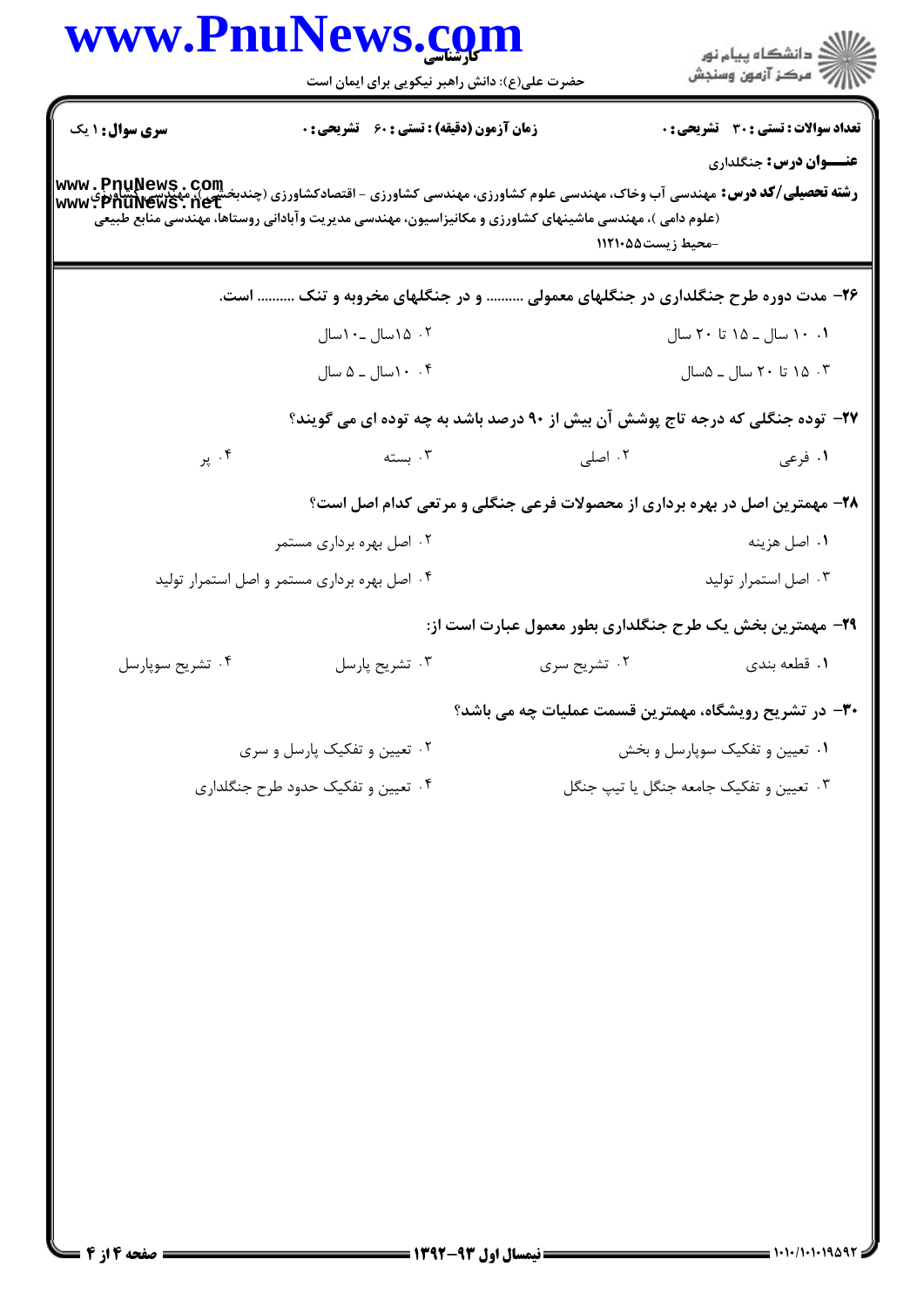**تعداد سوالات : تستی : ۳۰ تشریحی : ۰** | **زمان آزمون (دقیقه) : تستی : ۶۰ تشریحی : ۰** | **سری سوال : ۱ یک**

**عنـــوان درس:** جنگلداری

**رشته تحصیلی/کد درس:** مهندسی آب وخاک، مهندسی علوم کشاورزی، مهندسی کشاورزی - اقتصادکشاورزی (چندبخشی)، مهندسی کشاورزی (علوم دامی )، مهندسی ماشینهای کشاورزی و مکانیزاسیون، مهندسی مدیریت وآبادانی روستاها، مهندسی منابع طبیعی -محیط زیست۱۱۲۱۰۵۵

**۲۶- مدت دوره طرح جنگلداری در جنگلهای معمولی .......... و در جنگلهای مخروبه و تنک .......... است.**

۱. ۱۰ سال ـ ۱۵ تا ۲۰ سال

۲. ۱۵سال ـ۱۰سال

۳. ۱۵ تا ۲۰ سال ـ ۵سال

۴. ۱۰سال ـ ۵ سال

**۲۷- توده جنگلی که درجه تاج پوشش آن بیش از ۹۰ درصد باشد به چه توده ای می گویند؟**

۱. فرعی

۲. اصلی

۳. بسته

۴. پر

**۲۸- مهمترین اصل در بهره برداری از محصولات فرعی جنگلی و مرتعی کدام اصل است؟**

۱. اصل هزینه

۲. اصل بهره برداری مستمر

۳. اصل استمرار تولید

۴. اصل بهره برداری مستمر و اصل استمرار تولید

**۲۹- مهمترین بخش یک طرح جنگلداری بطور معمول عبارت است از:**

۱. قطعه بندی

۲. تشریح سری

۳. تشریح پارسل

۴. تشریح سوپارسل

**۳۰- در تشریح رویشگاه، مهمترین قسمت عملیات چه می باشد؟**

۱. تعیین و تفکیک سوپارسل و بخش

۲. تعیین و تفکیک پارسل و سری

۳. تعیین و تفکیک جامعه جنگل یا تیپ جنگل

۴. تعیین و تفکیک حدود طرح جنگلداری